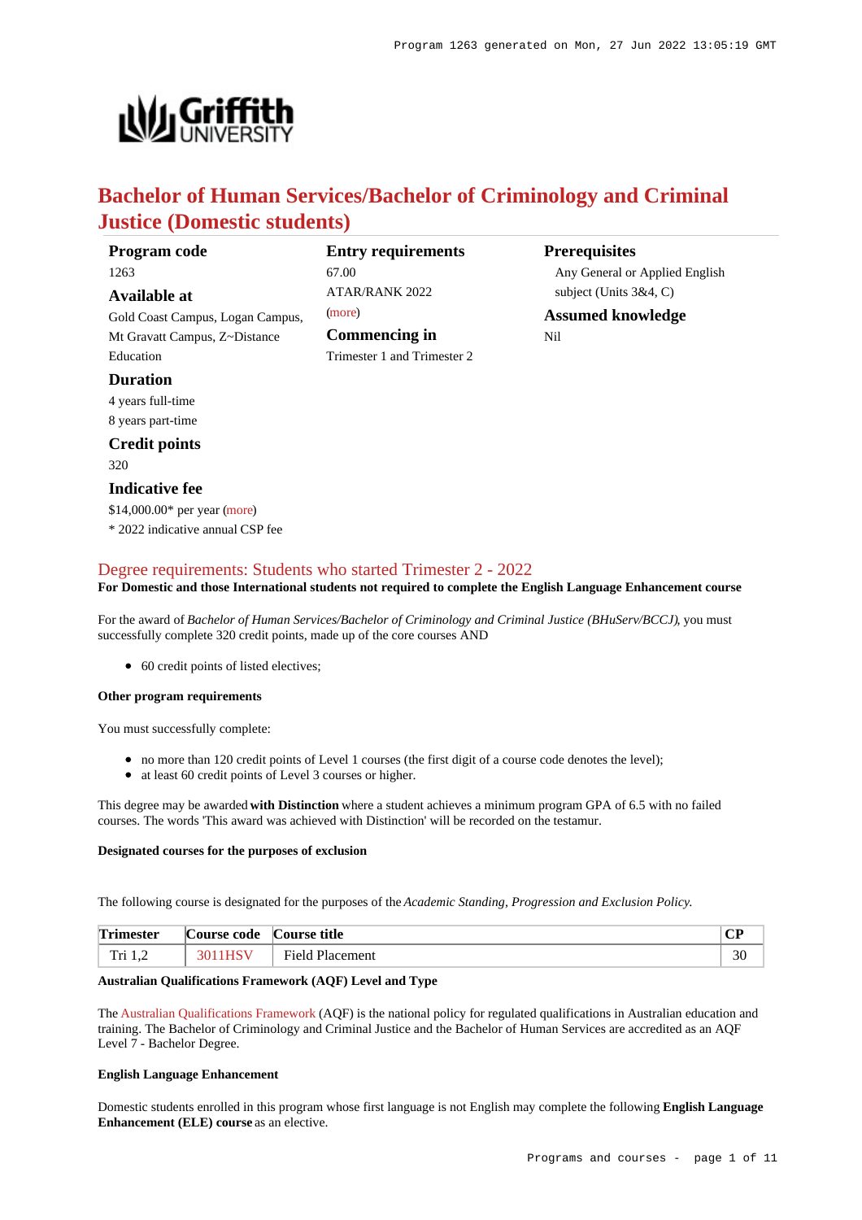# Bachelor of Human Services/Bachelor of Criminology and Criminal Justice (Domestic students)

**Program code**
1263

**Available at**
Gold Coast Campus, Logan Campus, Mt Gravatt Campus, Z~Distance Education

**Duration**
4 years full-time
8 years part-time

**Credit points**
320

**Indicative fee**
$14,000.00* per year (more)
* 2022 indicative annual CSP fee

**Entry requirements**
67.00
ATAR/RANK 2022
(more)

**Commencing in**
Trimester 1 and Trimester 2

**Prerequisites**
Any General or Applied English subject (Units 3&4, C)

**Assumed knowledge**
Nil

## Degree requirements: Students who started Trimester 2 - 2022

**For Domestic and those International students not required to complete the English Language Enhancement course**

For the award of *Bachelor of Human Services/Bachelor of Criminology and Criminal Justice (BHuServ/BCCJ)*, you must successfully complete 320 credit points, made up of the core courses AND

- 60 credit points of listed electives;

**Other program requirements**

You must successfully complete:

- no more than 120 credit points of Level 1 courses (the first digit of a course code denotes the level);
- at least 60 credit points of Level 3 courses or higher.

This degree may be awarded **with Distinction** where a student achieves a minimum program GPA of 6.5 with no failed courses. The words 'This award was achieved with Distinction' will be recorded on the testamur.

**Designated courses for the purposes of exclusion**

The following course is designated for the purposes of the *Academic Standing, Progression and Exclusion Policy.*

| Trimester | Course code | Course title | CP |
|---|---|---|---|
| Tri 1,2 | 3011HSV | Field Placement | 30 |

**Australian Qualifications Framework (AQF) Level and Type**

The Australian Qualifications Framework (AQF) is the national policy for regulated qualifications in Australian education and training. The Bachelor of Criminology and Criminal Justice and the Bachelor of Human Services are accredited as an AQF Level 7 - Bachelor Degree.

**English Language Enhancement**

Domestic students enrolled in this program whose first language is not English may complete the following **English Language Enhancement (ELE) course** as an elective.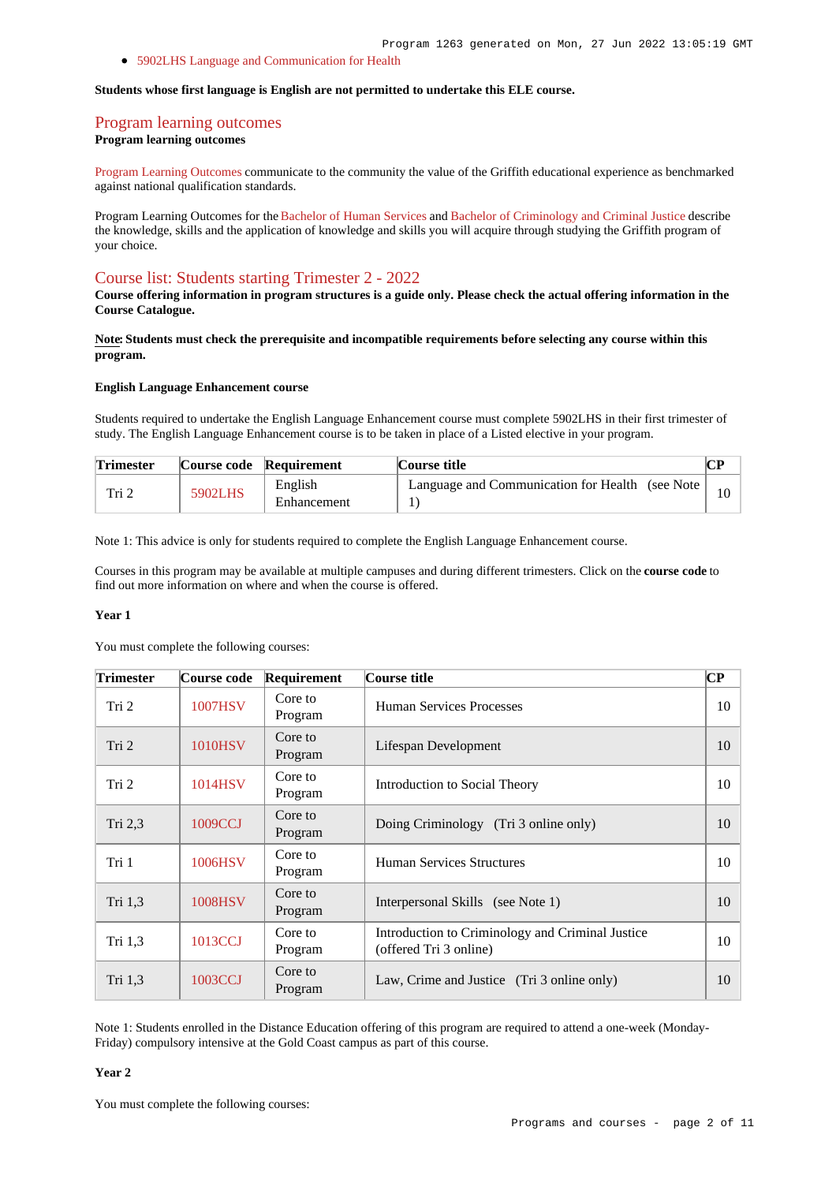- 5902LHS Language and Communication for Health

**Students whose first language is English are not permitted to undertake this ELE course.**

## Program learning outcomes

**Program learning outcomes**

Program Learning Outcomes communicate to the community the value of the Griffith educational experience as benchmarked against national qualification standards.

Program Learning Outcomes for the Bachelor of Human Services and Bachelor of Criminology and Criminal Justice describe the knowledge, skills and the application of knowledge and skills you will acquire through studying the Griffith program of your choice.

## Course list: Students starting Trimester 2 - 2022

**Course offering information in program structures is a guide only. Please check the actual offering information in the Course Catalogue.**

**Note: Students must check the prerequisite and incompatible requirements before selecting any course within this program.**

#### English Language Enhancement course

Students required to undertake the English Language Enhancement course must complete 5902LHS in their first trimester of study. The English Language Enhancement course is to be taken in place of a Listed elective in your program.

| Trimester | Course code | Requirement | Course title | CP |
|---|---|---|---|---|
| Tri 2 | 5902LHS | English Enhancement | Language and Communication for Health (see Note 1) | 10 |

Note 1: This advice is only for students required to complete the English Language Enhancement course.

Courses in this program may be available at multiple campuses and during different trimesters. Click on the **course code** to find out more information on where and when the course is offered.

#### Year 1

You must complete the following courses:

| Trimester | Course code | Requirement | Course title | CP |
|---|---|---|---|---|
| Tri 2 | 1007HSV | Core to Program | Human Services Processes | 10 |
| Tri 2 | 1010HSV | Core to Program | Lifespan Development | 10 |
| Tri 2 | 1014HSV | Core to Program | Introduction to Social Theory | 10 |
| Tri 2,3 | 1009CCJ | Core to Program | Doing Criminology (Tri 3 online only) | 10 |
| Tri 1 | 1006HSV | Core to Program | Human Services Structures | 10 |
| Tri 1,3 | 1008HSV | Core to Program | Interpersonal Skills (see Note 1) | 10 |
| Tri 1,3 | 1013CCJ | Core to Program | Introduction to Criminology and Criminal Justice (offered Tri 3 online) | 10 |
| Tri 1,3 | 1003CCJ | Core to Program | Law, Crime and Justice (Tri 3 online only) | 10 |

Note 1: Students enrolled in the Distance Education offering of this program are required to attend a one-week (Monday-Friday) compulsory intensive at the Gold Coast campus as part of this course.

#### Year 2

You must complete the following courses: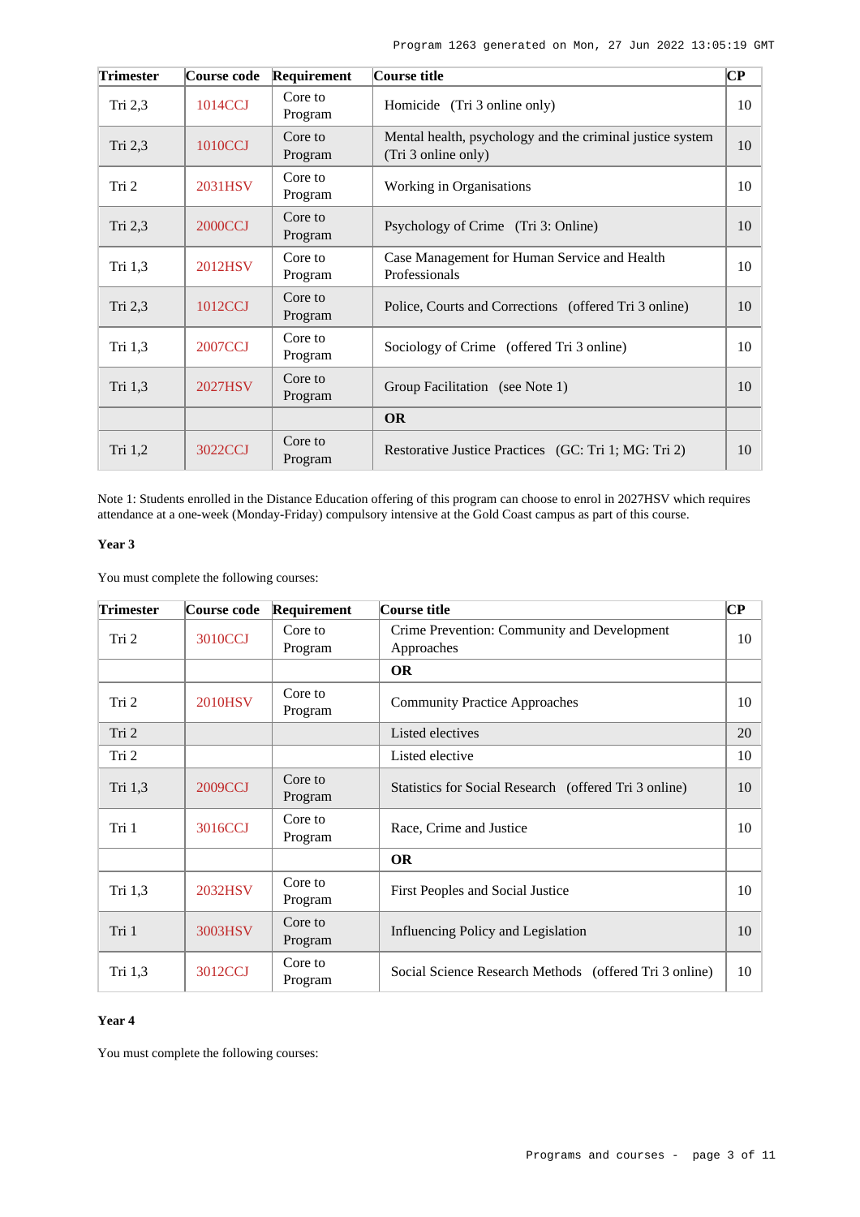| Trimester | Course code | Requirement | Course title | CP |
|---|---|---|---|---|
| Tri 2,3 | 1014CCJ | Core to Program | Homicide (Tri 3 online only) | 10 |
| Tri 2,3 | 1010CCJ | Core to Program | Mental health, psychology and the criminal justice system (Tri 3 online only) | 10 |
| Tri 2 | 2031HSV | Core to Program | Working in Organisations | 10 |
| Tri 2,3 | 2000CCJ | Core to Program | Psychology of Crime (Tri 3: Online) | 10 |
| Tri 1,3 | 2012HSV | Core to Program | Case Management for Human Service and Health Professionals | 10 |
| Tri 2,3 | 1012CCJ | Core to Program | Police, Courts and Corrections (offered Tri 3 online) | 10 |
| Tri 1,3 | 2007CCJ | Core to Program | Sociology of Crime (offered Tri 3 online) | 10 |
| Tri 1,3 | 2027HSV | Core to Program | Group Facilitation (see Note 1) | 10 |
| | | | **OR** | |
| Tri 1,2 | 3022CCJ | Core to Program | Restorative Justice Practices (GC: Tri 1; MG: Tri 2) | 10 |

Note 1: Students enrolled in the Distance Education offering of this program can choose to enrol in 2027HSV which requires attendance at a one-week (Monday-Friday) compulsory intensive at the Gold Coast campus as part of this course.

### Year 3

You must complete the following courses:

| Trimester | Course code | Requirement | Course title | CP |
|---|---|---|---|---|
| Tri 2 | 3010CCJ | Core to Program | Crime Prevention: Community and Development Approaches | 10 |
| | | | **OR** | |
| Tri 2 | 2010HSV | Core to Program | Community Practice Approaches | 10 |
| Tri 2 | | | Listed electives | 20 |
| Tri 2 | | | Listed elective | 10 |
| Tri 1,3 | 2009CCJ | Core to Program | Statistics for Social Research (offered Tri 3 online) | 10 |
| Tri 1 | 3016CCJ | Core to Program | Race, Crime and Justice | 10 |
| | | | **OR** | |
| Tri 1,3 | 2032HSV | Core to Program | First Peoples and Social Justice | 10 |
| Tri 1 | 3003HSV | Core to Program | Influencing Policy and Legislation | 10 |
| Tri 1,3 | 3012CCJ | Core to Program | Social Science Research Methods (offered Tri 3 online) | 10 |

### Year 4

You must complete the following courses: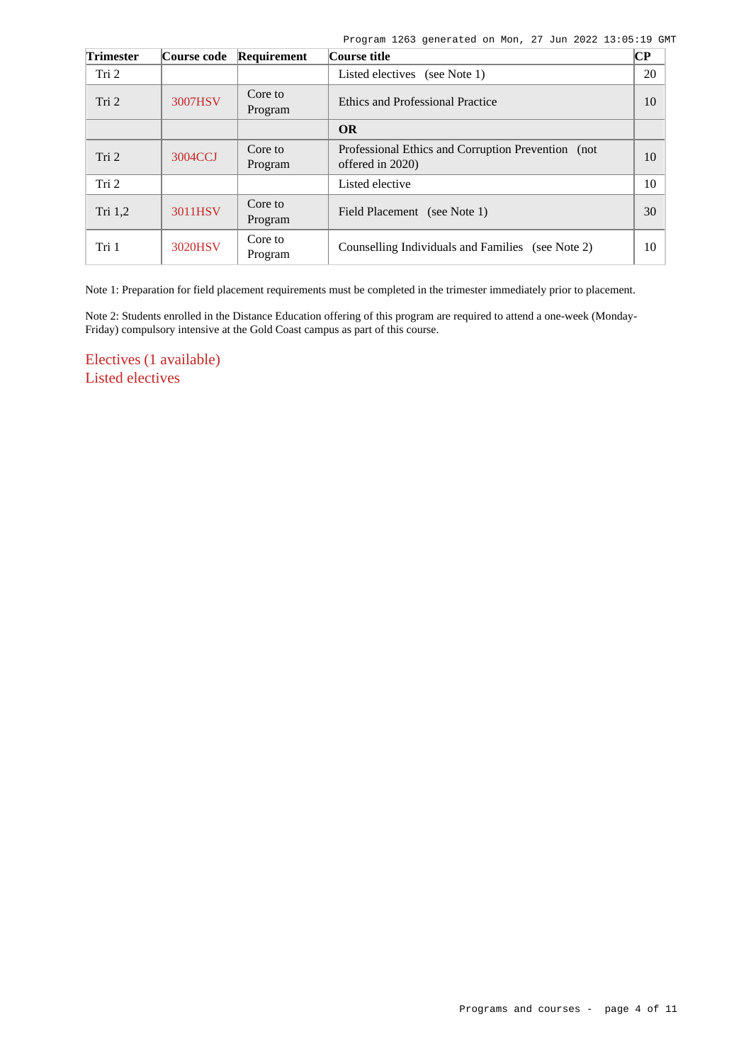| Trimester | Course code | Requirement | Course title | CP |
|---|---|---|---|---|
| Tri 2 | | | Listed electives (see Note 1) | 20 |
| Tri 2 | 3007HSV | Core to Program | Ethics and Professional Practice | 10 |
| | | | **OR** | |
| Tri 2 | 3004CCJ | Core to Program | Professional Ethics and Corruption Prevention (not offered in 2020) | 10 |
| Tri 2 | | | Listed elective | 10 |
| Tri 1,2 | 3011HSV | Core to Program | Field Placement (see Note 1) | 30 |
| Tri 1 | 3020HSV | Core to Program | Counselling Individuals and Families (see Note 2) | 10 |

Note 1: Preparation for field placement requirements must be completed in the trimester immediately prior to placement.

Note 2: Students enrolled in the Distance Education offering of this program are required to attend a one-week (Monday-Friday) compulsory intensive at the Gold Coast campus as part of this course.

## Electives (1 available)

### Listed electives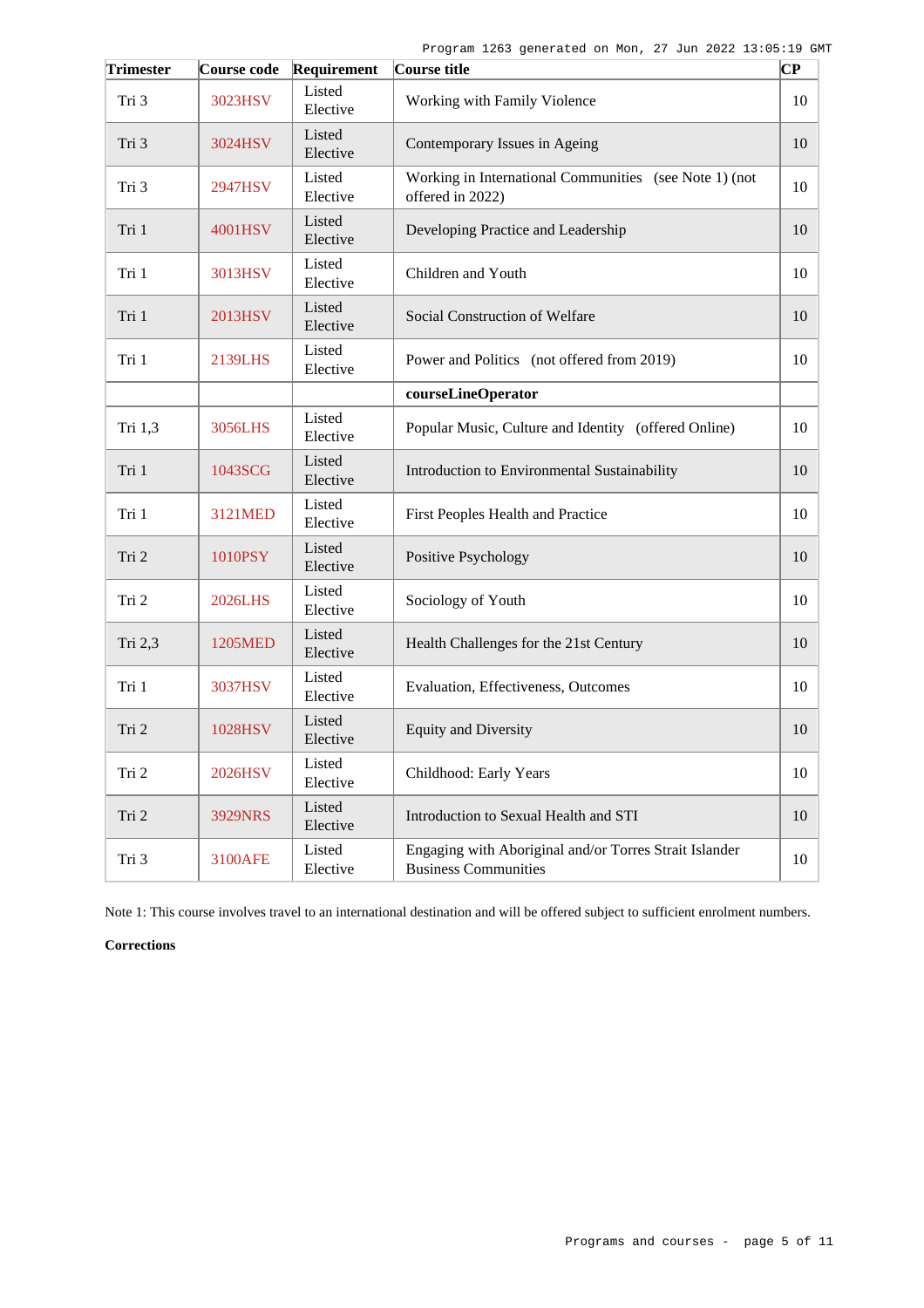| Trimester | Course code | Requirement | Course title | CP |
|---|---|---|---|---|
| Tri 3 | 3023HSV | Listed Elective | Working with Family Violence | 10 |
| Tri 3 | 3024HSV | Listed Elective | Contemporary Issues in Ageing | 10 |
| Tri 3 | 2947HSV | Listed Elective | Working in International Communities (see Note 1) (not offered in 2022) | 10 |
| Tri 1 | 4001HSV | Listed Elective | Developing Practice and Leadership | 10 |
| Tri 1 | 3013HSV | Listed Elective | Children and Youth | 10 |
| Tri 1 | 2013HSV | Listed Elective | Social Construction of Welfare | 10 |
| Tri 1 | 2139LHS | Listed Elective | Power and Politics (not offered from 2019) | 10 |
| | | | **courseLineOperator** | |
| Tri 1,3 | 3056LHS | Listed Elective | Popular Music, Culture and Identity (offered Online) | 10 |
| Tri 1 | 1043SCG | Listed Elective | Introduction to Environmental Sustainability | 10 |
| Tri 1 | 3121MED | Listed Elective | First Peoples Health and Practice | 10 |
| Tri 2 | 1010PSY | Listed Elective | Positive Psychology | 10 |
| Tri 2 | 2026LHS | Listed Elective | Sociology of Youth | 10 |
| Tri 2,3 | 1205MED | Listed Elective | Health Challenges for the 21st Century | 10 |
| Tri 1 | 3037HSV | Listed Elective | Evaluation, Effectiveness, Outcomes | 10 |
| Tri 2 | 1028HSV | Listed Elective | Equity and Diversity | 10 |
| Tri 2 | 2026HSV | Listed Elective | Childhood: Early Years | 10 |
| Tri 2 | 3929NRS | Listed Elective | Introduction to Sexual Health and STI | 10 |
| Tri 3 | 3100AFE | Listed Elective | Engaging with Aboriginal and/or Torres Strait Islander Business Communities | 10 |

Note 1: This course involves travel to an international destination and will be offered subject to sufficient enrolment numbers.

**Corrections**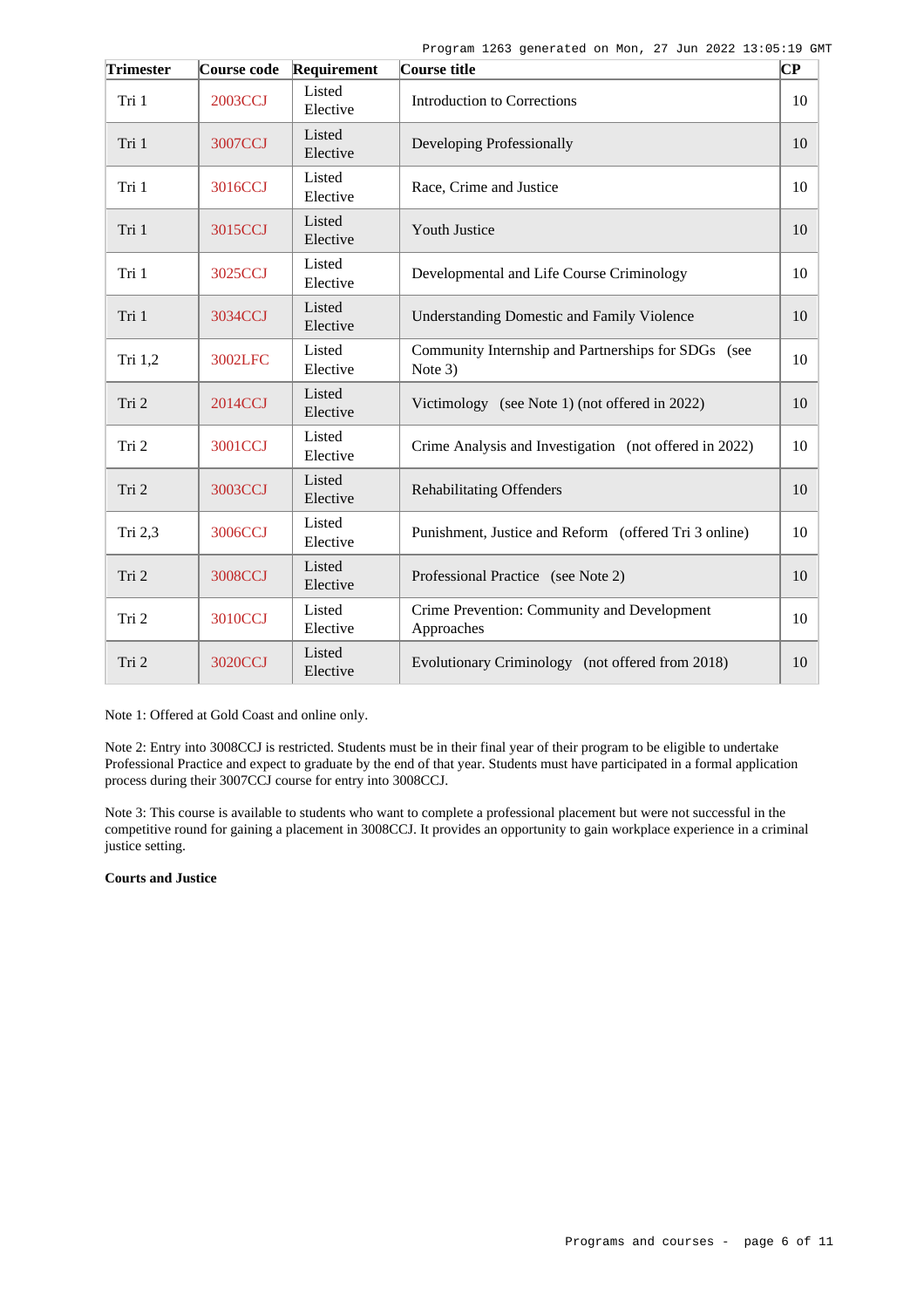| Trimester | Course code | Requirement | Course title | CP |
|---|---|---|---|---|
| Tri 1 | 2003CCJ | Listed Elective | Introduction to Corrections | 10 |
| Tri 1 | 3007CCJ | Listed Elective | Developing Professionally | 10 |
| Tri 1 | 3016CCJ | Listed Elective | Race, Crime and Justice | 10 |
| Tri 1 | 3015CCJ | Listed Elective | Youth Justice | 10 |
| Tri 1 | 3025CCJ | Listed Elective | Developmental and Life Course Criminology | 10 |
| Tri 1 | 3034CCJ | Listed Elective | Understanding Domestic and Family Violence | 10 |
| Tri 1,2 | 3002LFC | Listed Elective | Community Internship and Partnerships for SDGs (see Note 3) | 10 |
| Tri 2 | 2014CCJ | Listed Elective | Victimology (see Note 1) (not offered in 2022) | 10 |
| Tri 2 | 3001CCJ | Listed Elective | Crime Analysis and Investigation (not offered in 2022) | 10 |
| Tri 2 | 3003CCJ | Listed Elective | Rehabilitating Offenders | 10 |
| Tri 2,3 | 3006CCJ | Listed Elective | Punishment, Justice and Reform (offered Tri 3 online) | 10 |
| Tri 2 | 3008CCJ | Listed Elective | Professional Practice (see Note 2) | 10 |
| Tri 2 | 3010CCJ | Listed Elective | Crime Prevention: Community and Development Approaches | 10 |
| Tri 2 | 3020CCJ | Listed Elective | Evolutionary Criminology (not offered from 2018) | 10 |

Note 1: Offered at Gold Coast and online only.

Note 2: Entry into 3008CCJ is restricted. Students must be in their final year of their program to be eligible to undertake Professional Practice and expect to graduate by the end of that year. Students must have participated in a formal application process during their 3007CCJ course for entry into 3008CCJ.

Note 3: This course is available to students who want to complete a professional placement but were not successful in the competitive round for gaining a placement in 3008CCJ. It provides an opportunity to gain workplace experience in a criminal justice setting.

**Courts and Justice**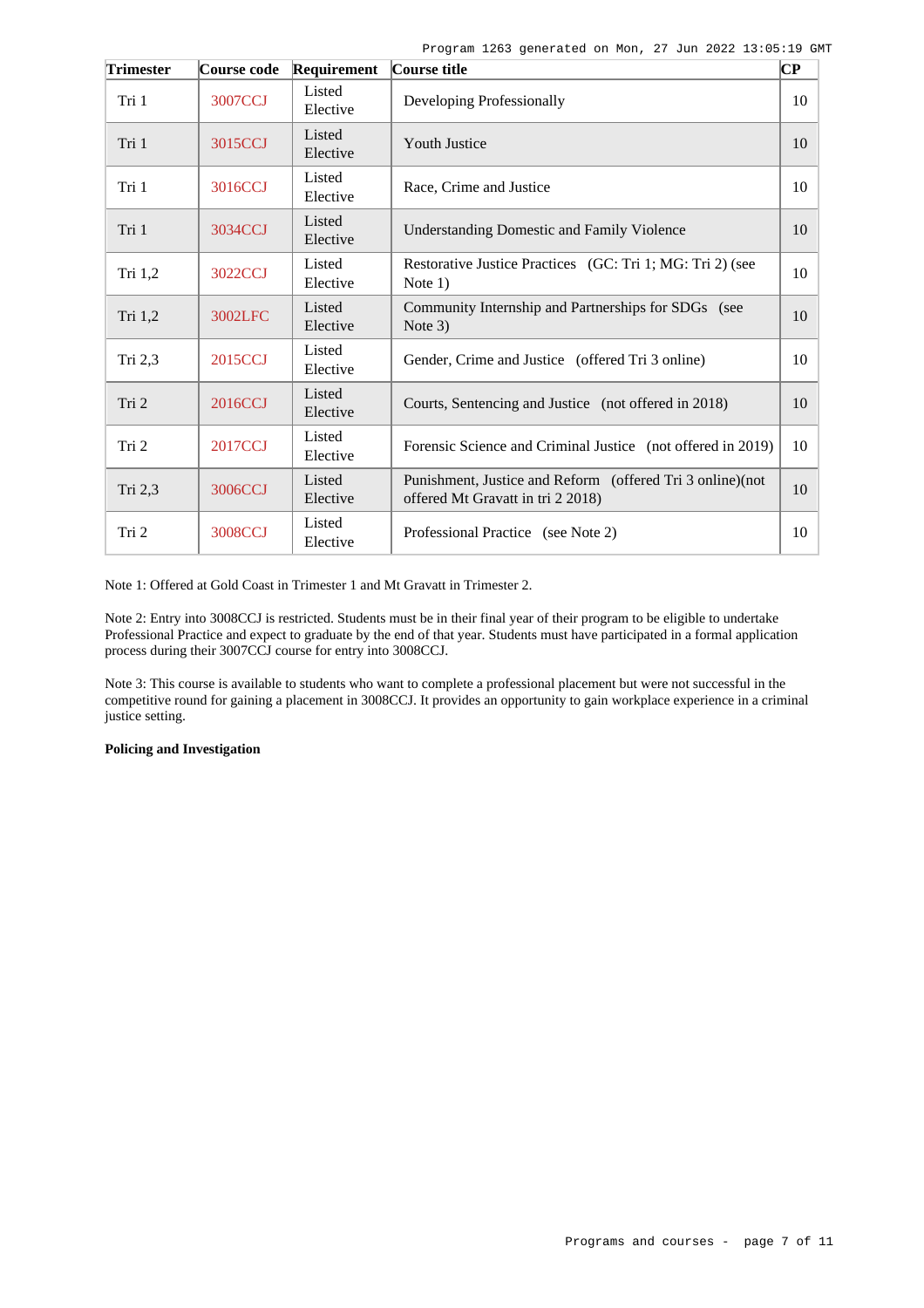| Trimester | Course code | Requirement | Course title | CP |
|---|---|---|---|---|
| Tri 1 | 3007CCJ | Listed Elective | Developing Professionally | 10 |
| Tri 1 | 3015CCJ | Listed Elective | Youth Justice | 10 |
| Tri 1 | 3016CCJ | Listed Elective | Race, Crime and Justice | 10 |
| Tri 1 | 3034CCJ | Listed Elective | Understanding Domestic and Family Violence | 10 |
| Tri 1,2 | 3022CCJ | Listed Elective | Restorative Justice Practices (GC: Tri 1; MG: Tri 2) (see Note 1) | 10 |
| Tri 1,2 | 3002LFC | Listed Elective | Community Internship and Partnerships for SDGs (see Note 3) | 10 |
| Tri 2,3 | 2015CCJ | Listed Elective | Gender, Crime and Justice (offered Tri 3 online) | 10 |
| Tri 2 | 2016CCJ | Listed Elective | Courts, Sentencing and Justice (not offered in 2018) | 10 |
| Tri 2 | 2017CCJ | Listed Elective | Forensic Science and Criminal Justice (not offered in 2019) | 10 |
| Tri 2,3 | 3006CCJ | Listed Elective | Punishment, Justice and Reform (offered Tri 3 online)(not offered Mt Gravatt in tri 2 2018) | 10 |
| Tri 2 | 3008CCJ | Listed Elective | Professional Practice (see Note 2) | 10 |

Note 1: Offered at Gold Coast in Trimester 1 and Mt Gravatt in Trimester 2.

Note 2: Entry into 3008CCJ is restricted. Students must be in their final year of their program to be eligible to undertake Professional Practice and expect to graduate by the end of that year. Students must have participated in a formal application process during their 3007CCJ course for entry into 3008CCJ.

Note 3: This course is available to students who want to complete a professional placement but were not successful in the competitive round for gaining a placement in 3008CCJ. It provides an opportunity to gain workplace experience in a criminal justice setting.

**Policing and Investigation**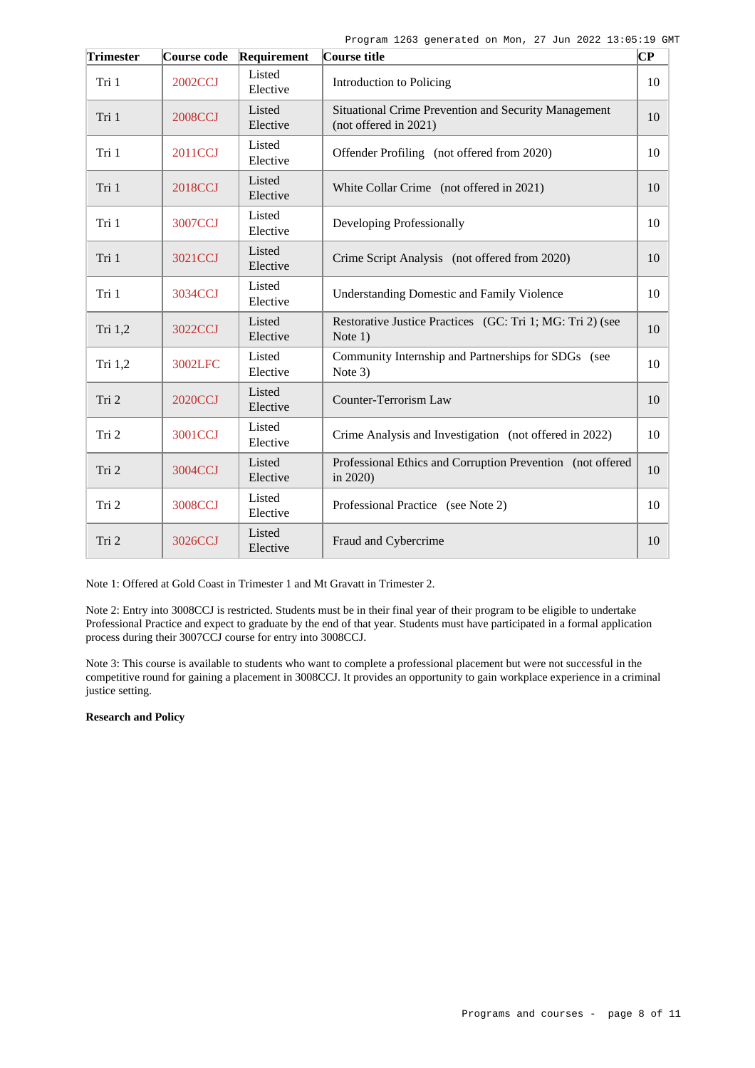| Trimester | Course code | Requirement | Course title | CP |
|---|---|---|---|---|
| Tri 1 | 2002CCJ | Listed Elective | Introduction to Policing | 10 |
| Tri 1 | 2008CCJ | Listed Elective | Situational Crime Prevention and Security Management (not offered in 2021) | 10 |
| Tri 1 | 2011CCJ | Listed Elective | Offender Profiling (not offered from 2020) | 10 |
| Tri 1 | 2018CCJ | Listed Elective | White Collar Crime (not offered in 2021) | 10 |
| Tri 1 | 3007CCJ | Listed Elective | Developing Professionally | 10 |
| Tri 1 | 3021CCJ | Listed Elective | Crime Script Analysis (not offered from 2020) | 10 |
| Tri 1 | 3034CCJ | Listed Elective | Understanding Domestic and Family Violence | 10 |
| Tri 1,2 | 3022CCJ | Listed Elective | Restorative Justice Practices (GC: Tri 1; MG: Tri 2) (see Note 1) | 10 |
| Tri 1,2 | 3002LFC | Listed Elective | Community Internship and Partnerships for SDGs (see Note 3) | 10 |
| Tri 2 | 2020CCJ | Listed Elective | Counter-Terrorism Law | 10 |
| Tri 2 | 3001CCJ | Listed Elective | Crime Analysis and Investigation (not offered in 2022) | 10 |
| Tri 2 | 3004CCJ | Listed Elective | Professional Ethics and Corruption Prevention (not offered in 2020) | 10 |
| Tri 2 | 3008CCJ | Listed Elective | Professional Practice (see Note 2) | 10 |
| Tri 2 | 3026CCJ | Listed Elective | Fraud and Cybercrime | 10 |

Note 1: Offered at Gold Coast in Trimester 1 and Mt Gravatt in Trimester 2.

Note 2: Entry into 3008CCJ is restricted. Students must be in their final year of their program to be eligible to undertake Professional Practice and expect to graduate by the end of that year. Students must have participated in a formal application process during their 3007CCJ course for entry into 3008CCJ.

Note 3: This course is available to students who want to complete a professional placement but were not successful in the competitive round for gaining a placement in 3008CCJ. It provides an opportunity to gain workplace experience in a criminal justice setting.

**Research and Policy**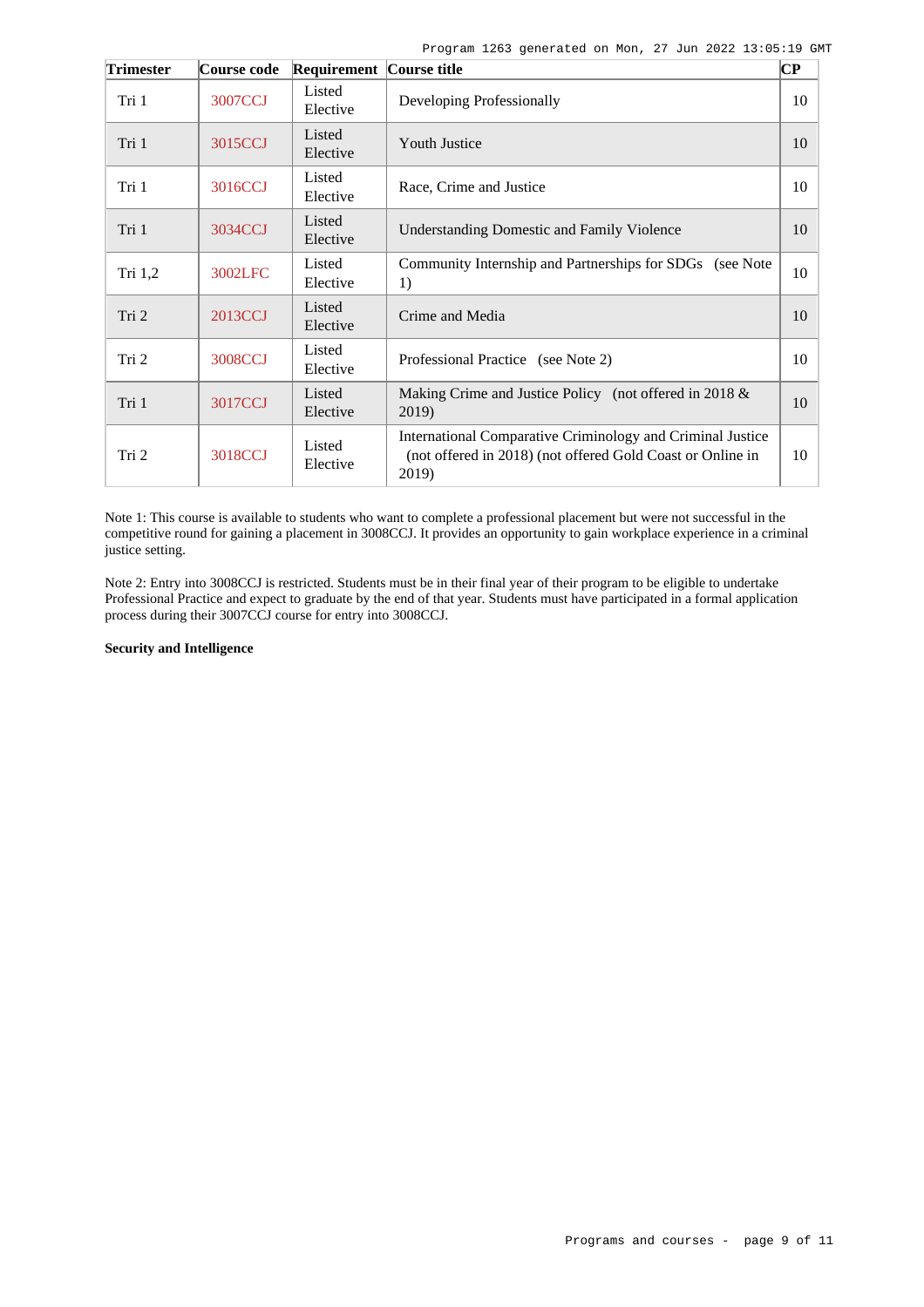| Trimester | Course code | Requirement | Course title | CP |
| --- | --- | --- | --- | --- |
| Tri 1 | 3007CCJ | Listed Elective | Developing Professionally | 10 |
| Tri 1 | 3015CCJ | Listed Elective | Youth Justice | 10 |
| Tri 1 | 3016CCJ | Listed Elective | Race, Crime and Justice | 10 |
| Tri 1 | 3034CCJ | Listed Elective | Understanding Domestic and Family Violence | 10 |
| Tri 1,2 | 3002LFC | Listed Elective | Community Internship and Partnerships for SDGs (see Note 1) | 10 |
| Tri 2 | 2013CCJ | Listed Elective | Crime and Media | 10 |
| Tri 2 | 3008CCJ | Listed Elective | Professional Practice (see Note 2) | 10 |
| Tri 1 | 3017CCJ | Listed Elective | Making Crime and Justice Policy (not offered in 2018 & 2019) | 10 |
| Tri 2 | 3018CCJ | Listed Elective | International Comparative Criminology and Criminal Justice (not offered in 2018) (not offered Gold Coast or Online in 2019) | 10 |

Note 1: This course is available to students who want to complete a professional placement but were not successful in the competitive round for gaining a placement in 3008CCJ. It provides an opportunity to gain workplace experience in a criminal justice setting.

Note 2: Entry into 3008CCJ is restricted. Students must be in their final year of their program to be eligible to undertake Professional Practice and expect to graduate by the end of that year. Students must have participated in a formal application process during their 3007CCJ course for entry into 3008CCJ.

**Security and Intelligence**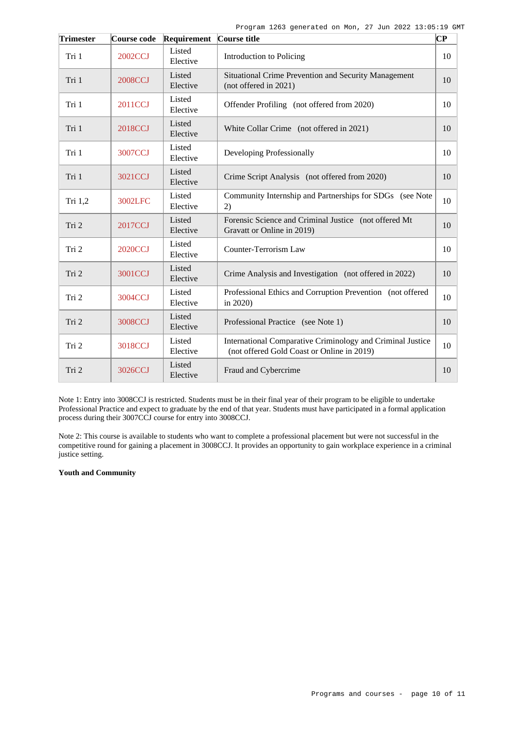| Trimester | Course code | Requirement | Course title | CP |
|---|---|---|---|---|
| Tri 1 | 2002CCJ | Listed Elective | Introduction to Policing | 10 |
| Tri 1 | 2008CCJ | Listed Elective | Situational Crime Prevention and Security Management (not offered in 2021) | 10 |
| Tri 1 | 2011CCJ | Listed Elective | Offender Profiling (not offered from 2020) | 10 |
| Tri 1 | 2018CCJ | Listed Elective | White Collar Crime (not offered in 2021) | 10 |
| Tri 1 | 3007CCJ | Listed Elective | Developing Professionally | 10 |
| Tri 1 | 3021CCJ | Listed Elective | Crime Script Analysis (not offered from 2020) | 10 |
| Tri 1,2 | 3002LFC | Listed Elective | Community Internship and Partnerships for SDGs (see Note 2) | 10 |
| Tri 2 | 2017CCJ | Listed Elective | Forensic Science and Criminal Justice (not offered Mt Gravatt or Online in 2019) | 10 |
| Tri 2 | 2020CCJ | Listed Elective | Counter-Terrorism Law | 10 |
| Tri 2 | 3001CCJ | Listed Elective | Crime Analysis and Investigation (not offered in 2022) | 10 |
| Tri 2 | 3004CCJ | Listed Elective | Professional Ethics and Corruption Prevention (not offered in 2020) | 10 |
| Tri 2 | 3008CCJ | Listed Elective | Professional Practice (see Note 1) | 10 |
| Tri 2 | 3018CCJ | Listed Elective | International Comparative Criminology and Criminal Justice (not offered Gold Coast or Online in 2019) | 10 |
| Tri 2 | 3026CCJ | Listed Elective | Fraud and Cybercrime | 10 |

Note 1: Entry into 3008CCJ is restricted. Students must be in their final year of their program to be eligible to undertake Professional Practice and expect to graduate by the end of that year. Students must have participated in a formal application process during their 3007CCJ course for entry into 3008CCJ.

Note 2: This course is available to students who want to complete a professional placement but were not successful in the competitive round for gaining a placement in 3008CCJ. It provides an opportunity to gain workplace experience in a criminal justice setting.

**Youth and Community**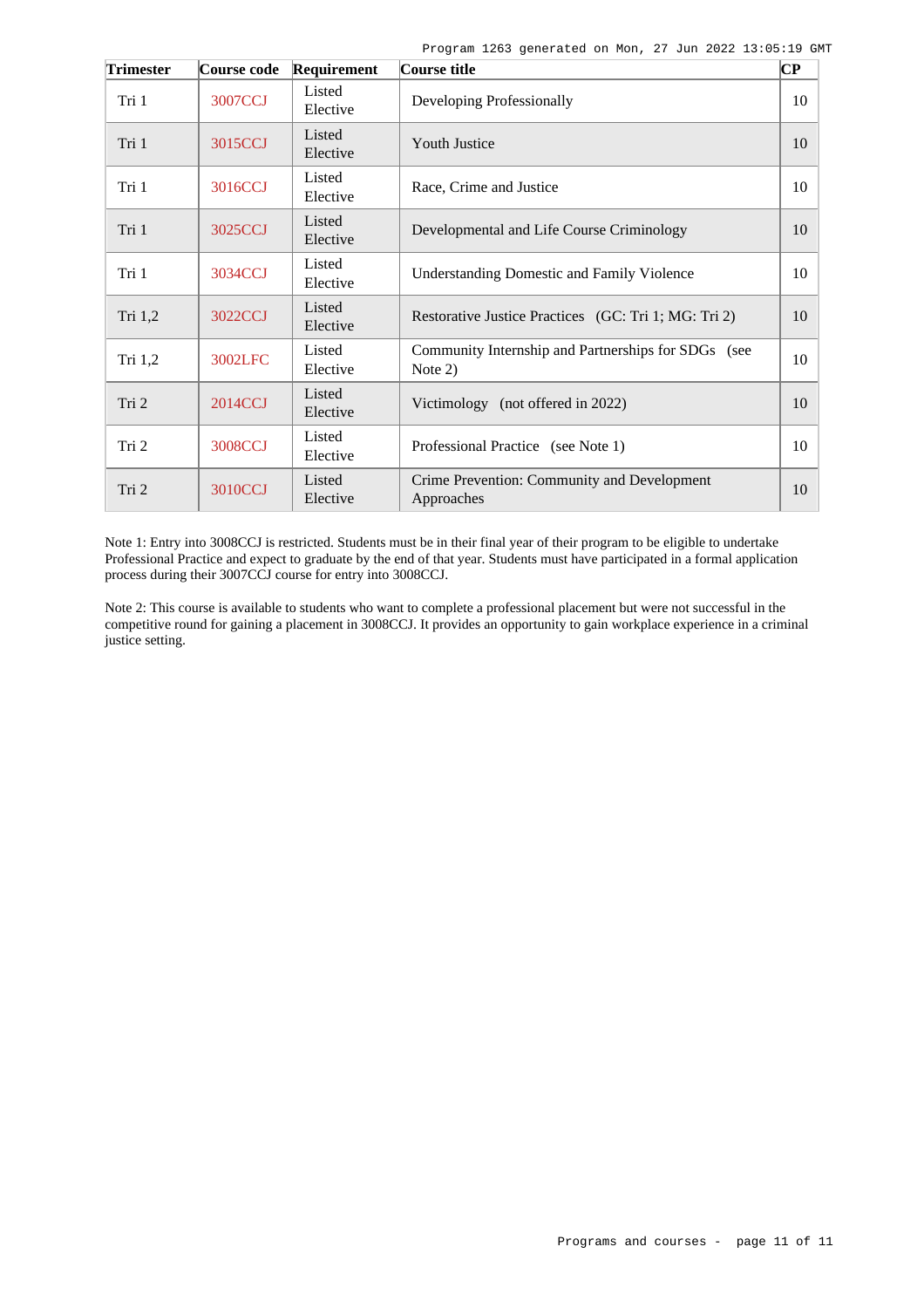| Trimester | Course code | Requirement | Course title | CP |
|---|---|---|---|---|
| Tri 1 | 3007CCJ | Listed Elective | Developing Professionally | 10 |
| Tri 1 | 3015CCJ | Listed Elective | Youth Justice | 10 |
| Tri 1 | 3016CCJ | Listed Elective | Race, Crime and Justice | 10 |
| Tri 1 | 3025CCJ | Listed Elective | Developmental and Life Course Criminology | 10 |
| Tri 1 | 3034CCJ | Listed Elective | Understanding Domestic and Family Violence | 10 |
| Tri 1,2 | 3022CCJ | Listed Elective | Restorative Justice Practices (GC: Tri 1; MG: Tri 2) | 10 |
| Tri 1,2 | 3002LFC | Listed Elective | Community Internship and Partnerships for SDGs (see Note 2) | 10 |
| Tri 2 | 2014CCJ | Listed Elective | Victimology (not offered in 2022) | 10 |
| Tri 2 | 3008CCJ | Listed Elective | Professional Practice (see Note 1) | 10 |
| Tri 2 | 3010CCJ | Listed Elective | Crime Prevention: Community and Development Approaches | 10 |

Note 1: Entry into 3008CCJ is restricted. Students must be in their final year of their program to be eligible to undertake Professional Practice and expect to graduate by the end of that year. Students must have participated in a formal application process during their 3007CCJ course for entry into 3008CCJ.

Note 2: This course is available to students who want to complete a professional placement but were not successful in the competitive round for gaining a placement in 3008CCJ. It provides an opportunity to gain workplace experience in a criminal justice setting.